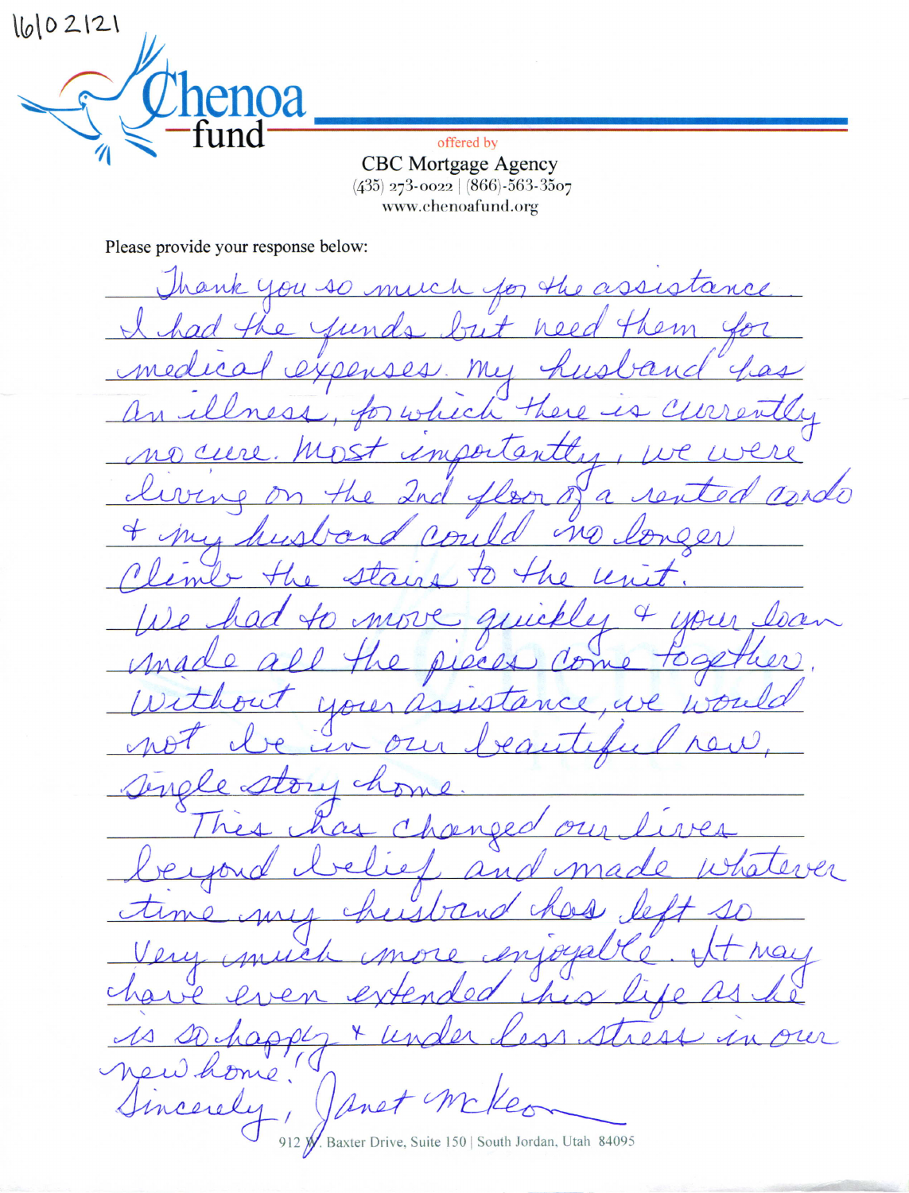16102121

Chenoa fund

offered by

CBC Mortgage Agency

(435) 273-0022 | (866)-563-3507

www.chenoafund.org

Please provide your response below:

Thank you so much for the assistance. I had the funds but need them for medical expenses. My husband has an illness, for which there is currently no cure. Most importantly, we were living on the 2nd floor of a rented condo & my husband could no longer climb the stairs to the unit.

We had to move quickly & your loan made all the pieces come together. Without your assistance, we would not be in our beautiful new, single story home.

This has changed our lives beyond belief and made whatever time my husband has left so very much more enjoyable. It may have even extended his life as he is so happy & under less stress in our new home!

Sincerely, Janet McKeon

912 W. Baxter Drive, Suite 150 | South Jordan, Utah 84095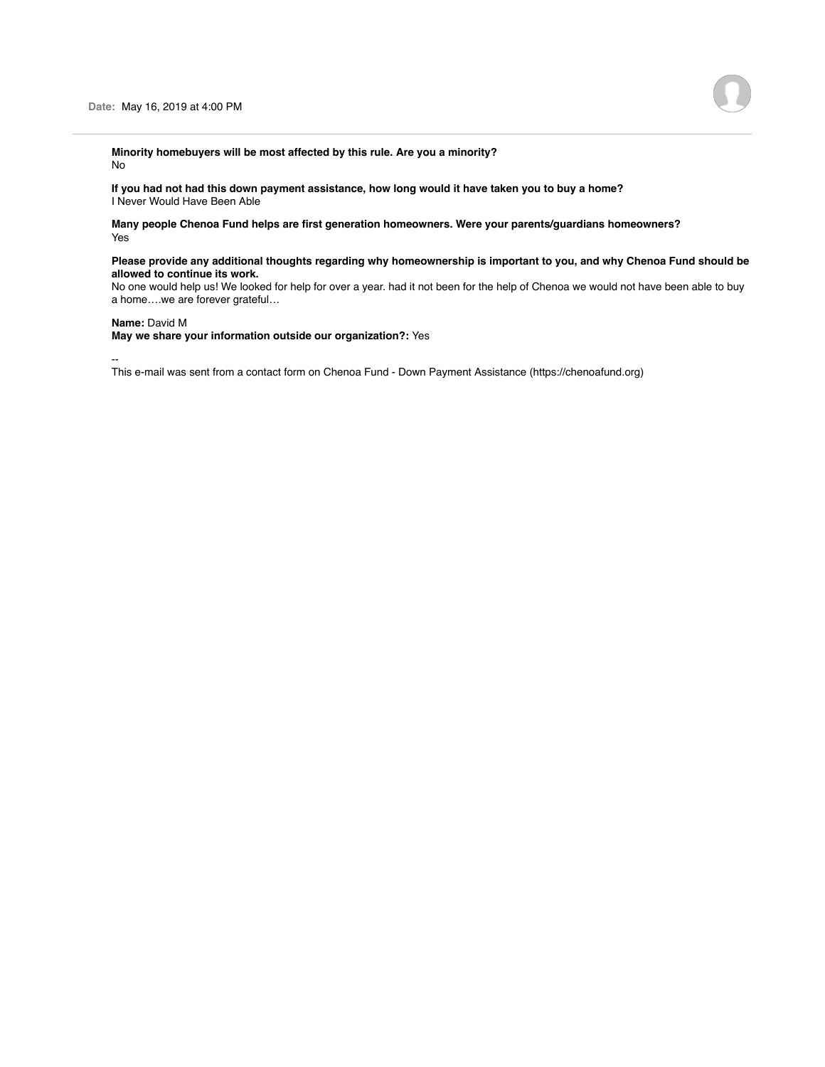**Date:** May 16, 2019 at 4:00 PM

**Minority homebuyers will be most affected by this rule. Are you a minority?**
No

**If you had not had this down payment assistance, how long would it have taken you to buy a home?**
I Never Would Have Been Able

**Many people Chenoa Fund helps are first generation homeowners. Were your parents/guardians homeowners?**
Yes

**Please provide any additional thoughts regarding why homeownership is important to you, and why Chenoa Fund should be allowed to continue its work.**
No one would help us! We looked for help for over a year. had it not been for the help of Chenoa we would not have been able to buy a home….we are forever grateful…

**Name:** David M
**May we share your information outside our organization?:** Yes

--
This e-mail was sent from a contact form on Chenoa Fund - Down Payment Assistance (https://chenoafund.org)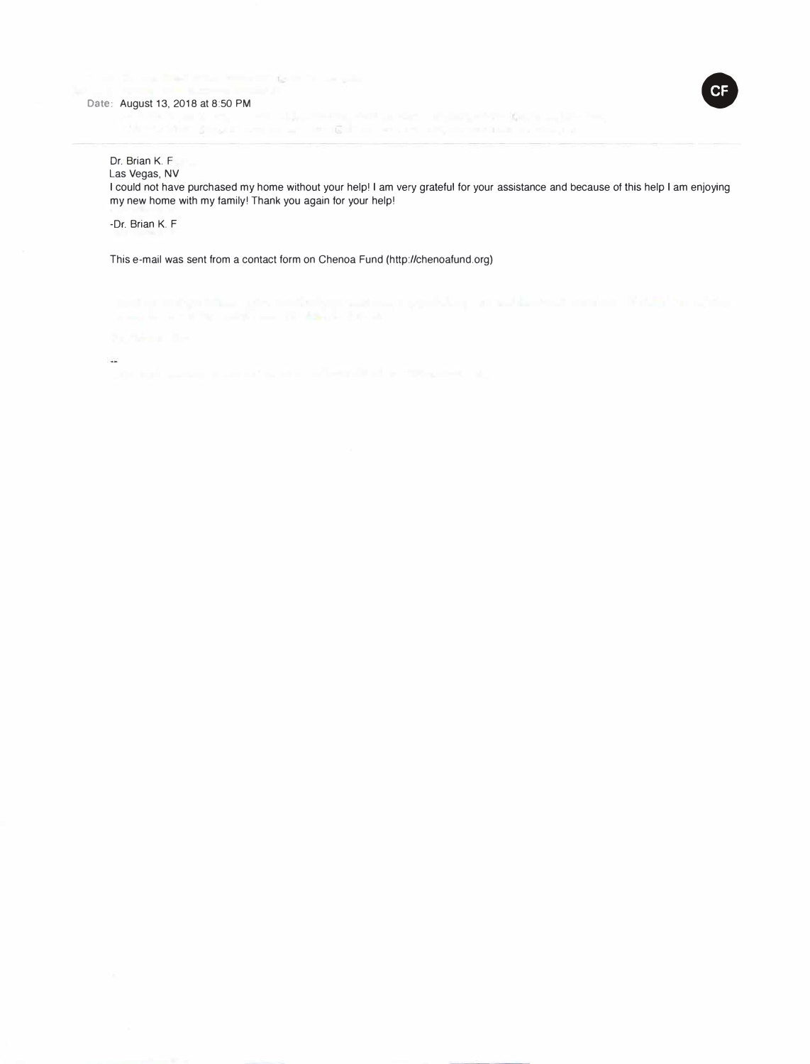Date: August 13, 2018 at 8:50 PM

Dr. Brian K. F
Las Vegas, NV
I could not have purchased my home without your help! I am very grateful for your assistance and because of this help I am enjoying my new home with my family! Thank you again for your help!

-Dr. Brian K. F

This e-mail was sent from a contact form on Chenoa Fund (http://chenoafund.org)

--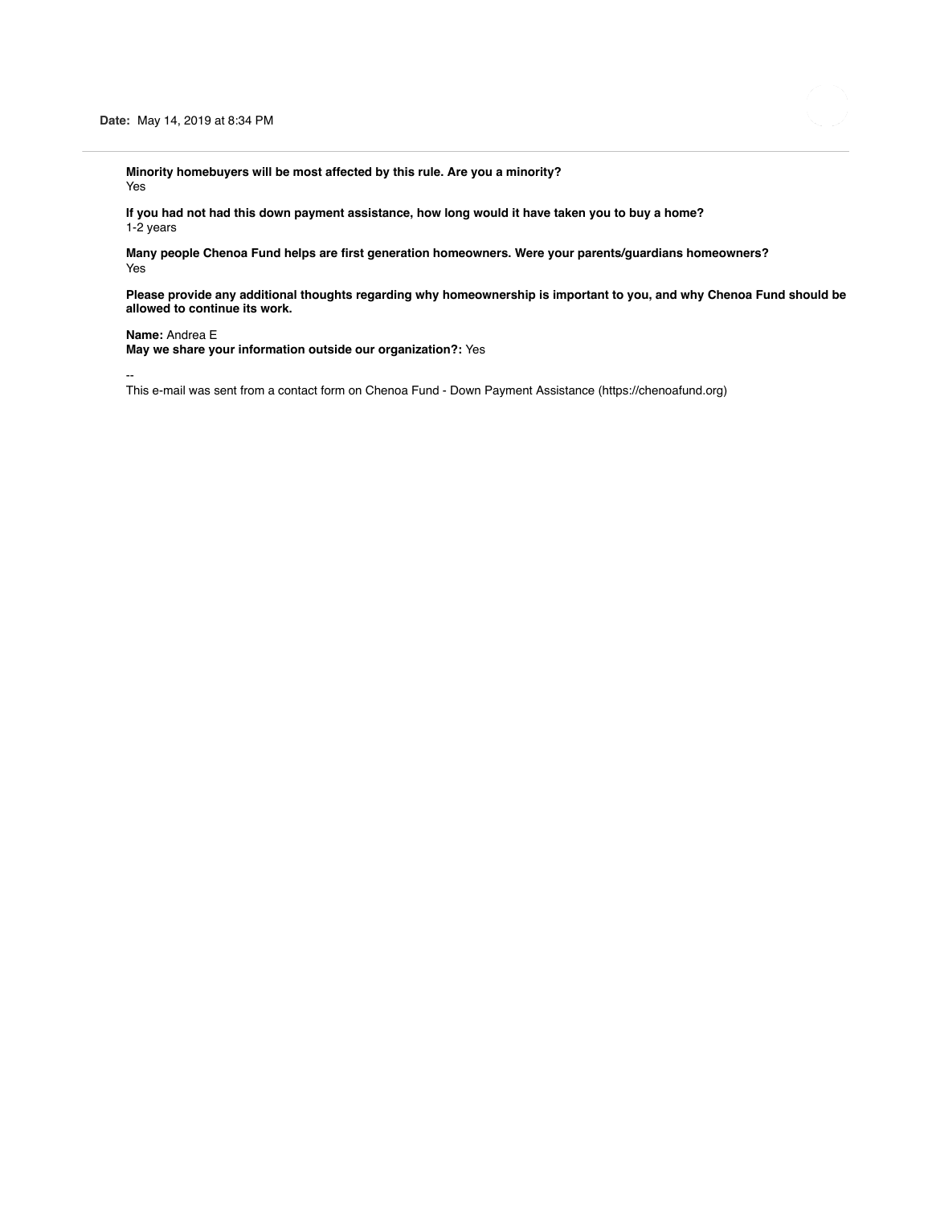**Date:** May 14, 2019 at 8:34 PM

---

**Minority homebuyers will be most affected by this rule. Are you a minority?**
Yes

**If you had not had this down payment assistance, how long would it have taken you to buy a home?**
1-2 years

**Many people Chenoa Fund helps are first generation homeowners. Were your parents/guardians homeowners?**
Yes

**Please provide any additional thoughts regarding why homeownership is important to you, and why Chenoa Fund should be allowed to continue its work.**

**Name:** Andrea E
**May we share your information outside our organization?:** Yes

--
This e-mail was sent from a contact form on Chenoa Fund - Down Payment Assistance (https://chenoafund.org)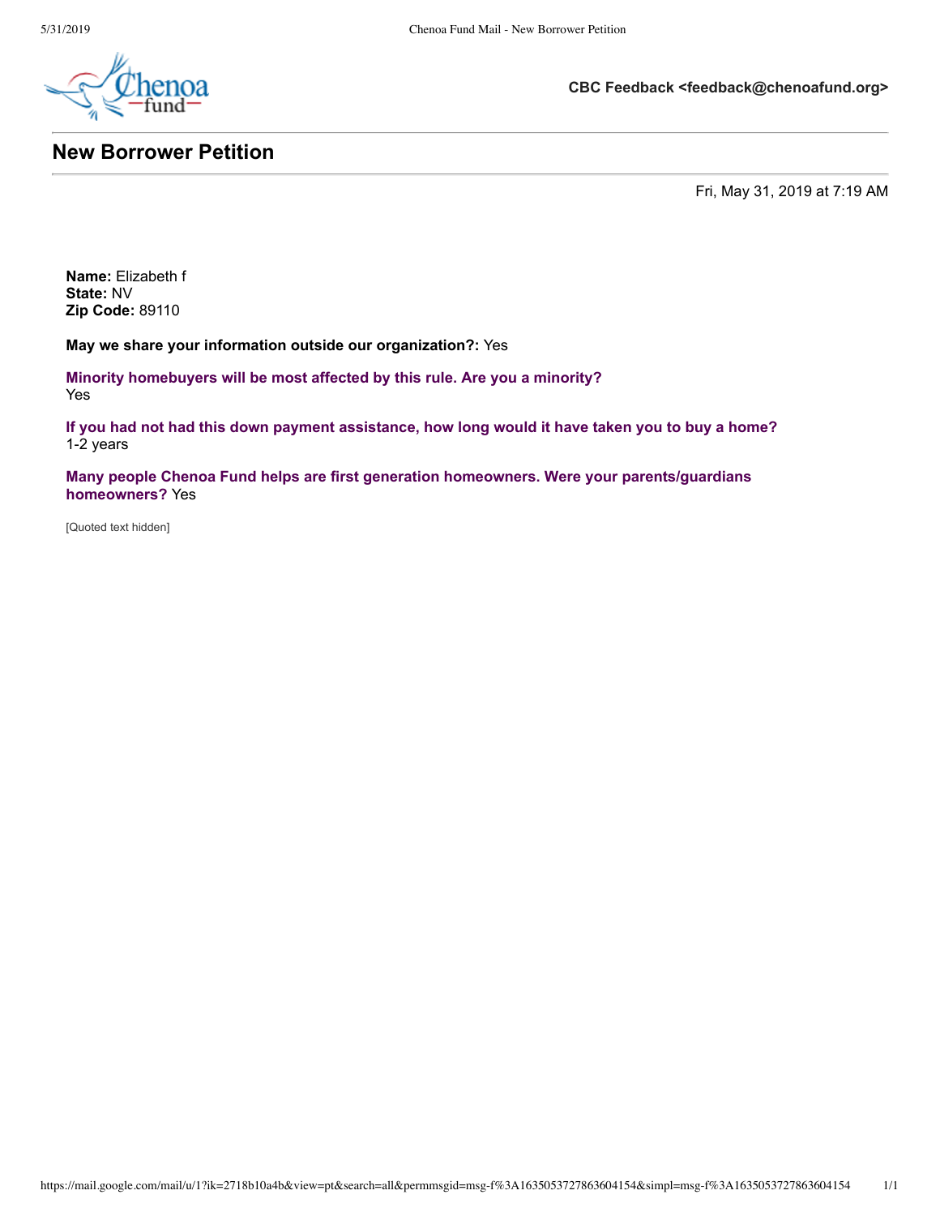CBC Feedback <feedback@chenoafund.org>

## New Borrower Petition

Fri, May 31, 2019 at 7:19 AM

**Name:** Elizabeth f
**State:** NV
**Zip Code:** 89110

**May we share your information outside our organization?:** Yes

**Minority homebuyers will be most affected by this rule. Are you a minority?**
Yes

**If you had not had this down payment assistance, how long would it have taken you to buy a home?**
1-2 years

**Many people Chenoa Fund helps are first generation homeowners. Were your parents/guardians homeowners?** Yes

[Quoted text hidden]